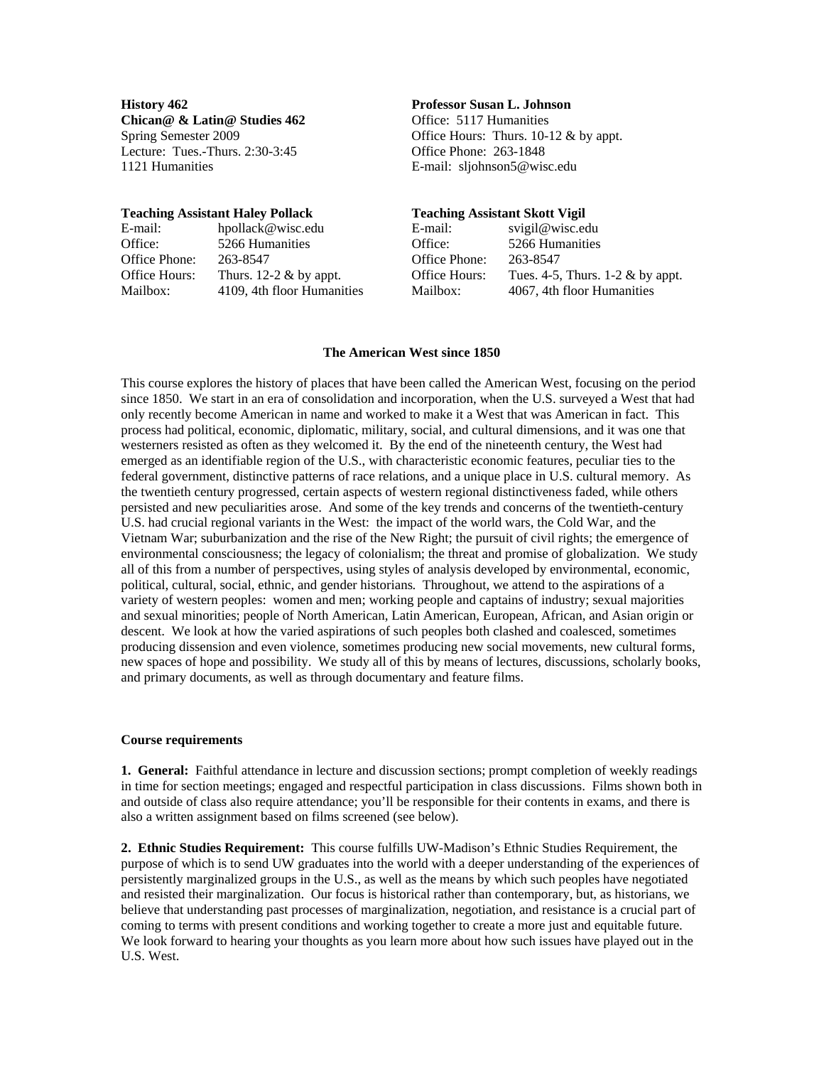**History 462**
**Chican@ & Latin@ Studies 462**
Spring Semester 2009
Lecture: Tues.-Thurs. 2:30-3:45
1121 Humanities

**Professor Susan L. Johnson**
Office: 5117 Humanities
Office Hours: Thurs. 10-12 & by appt.
Office Phone: 263-1848
E-mail: sljohnson5@wisc.edu

**Teaching Assistant Haley Pollack**

| | |
|---|---|
| E-mail: | hpollack@wisc.edu |
| Office: | 5266 Humanities |
| Office Phone: | 263-8547 |
| Office Hours: | Thurs. 12-2 & by appt. |
| Mailbox: | 4109, 4th floor Humanities |

**Teaching Assistant Skott Vigil**

| | |
|---|---|
| E-mail: | svigil@wisc.edu |
| Office: | 5266 Humanities |
| Office Phone: | 263-8547 |
| Office Hours: | Tues. 4-5, Thurs. 1-2 & by appt. |
| Mailbox: | 4067, 4th floor Humanities |

# The American West since 1850

This course explores the history of places that have been called the American West, focusing on the period since 1850. We start in an era of consolidation and incorporation, when the U.S. surveyed a West that had only recently become American in name and worked to make it a West that was American in fact. This process had political, economic, diplomatic, military, social, and cultural dimensions, and it was one that westerners resisted as often as they welcomed it. By the end of the nineteenth century, the West had emerged as an identifiable region of the U.S., with characteristic economic features, peculiar ties to the federal government, distinctive patterns of race relations, and a unique place in U.S. cultural memory. As the twentieth century progressed, certain aspects of western regional distinctiveness faded, while others persisted and new peculiarities arose. And some of the key trends and concerns of the twentieth-century U.S. had crucial regional variants in the West: the impact of the world wars, the Cold War, and the Vietnam War; suburbanization and the rise of the New Right; the pursuit of civil rights; the emergence of environmental consciousness; the legacy of colonialism; the threat and promise of globalization. We study all of this from a number of perspectives, using styles of analysis developed by environmental, economic, political, cultural, social, ethnic, and gender historians. Throughout, we attend to the aspirations of a variety of western peoples: women and men; working people and captains of industry; sexual majorities and sexual minorities; people of North American, Latin American, European, African, and Asian origin or descent. We look at how the varied aspirations of such peoples both clashed and coalesced, sometimes producing dissension and even violence, sometimes producing new social movements, new cultural forms, new spaces of hope and possibility. We study all of this by means of lectures, discussions, scholarly books, and primary documents, as well as through documentary and feature films.

## Course requirements

**1. General:** Faithful attendance in lecture and discussion sections; prompt completion of weekly readings in time for section meetings; engaged and respectful participation in class discussions. Films shown both in and outside of class also require attendance; you'll be responsible for their contents in exams, and there is also a written assignment based on films screened (see below).

**2. Ethnic Studies Requirement:** This course fulfills UW-Madison's Ethnic Studies Requirement, the purpose of which is to send UW graduates into the world with a deeper understanding of the experiences of persistently marginalized groups in the U.S., as well as the means by which such peoples have negotiated and resisted their marginalization. Our focus is historical rather than contemporary, but, as historians, we believe that understanding past processes of marginalization, negotiation, and resistance is a crucial part of coming to terms with present conditions and working together to create a more just and equitable future. We look forward to hearing your thoughts as you learn more about how such issues have played out in the U.S. West.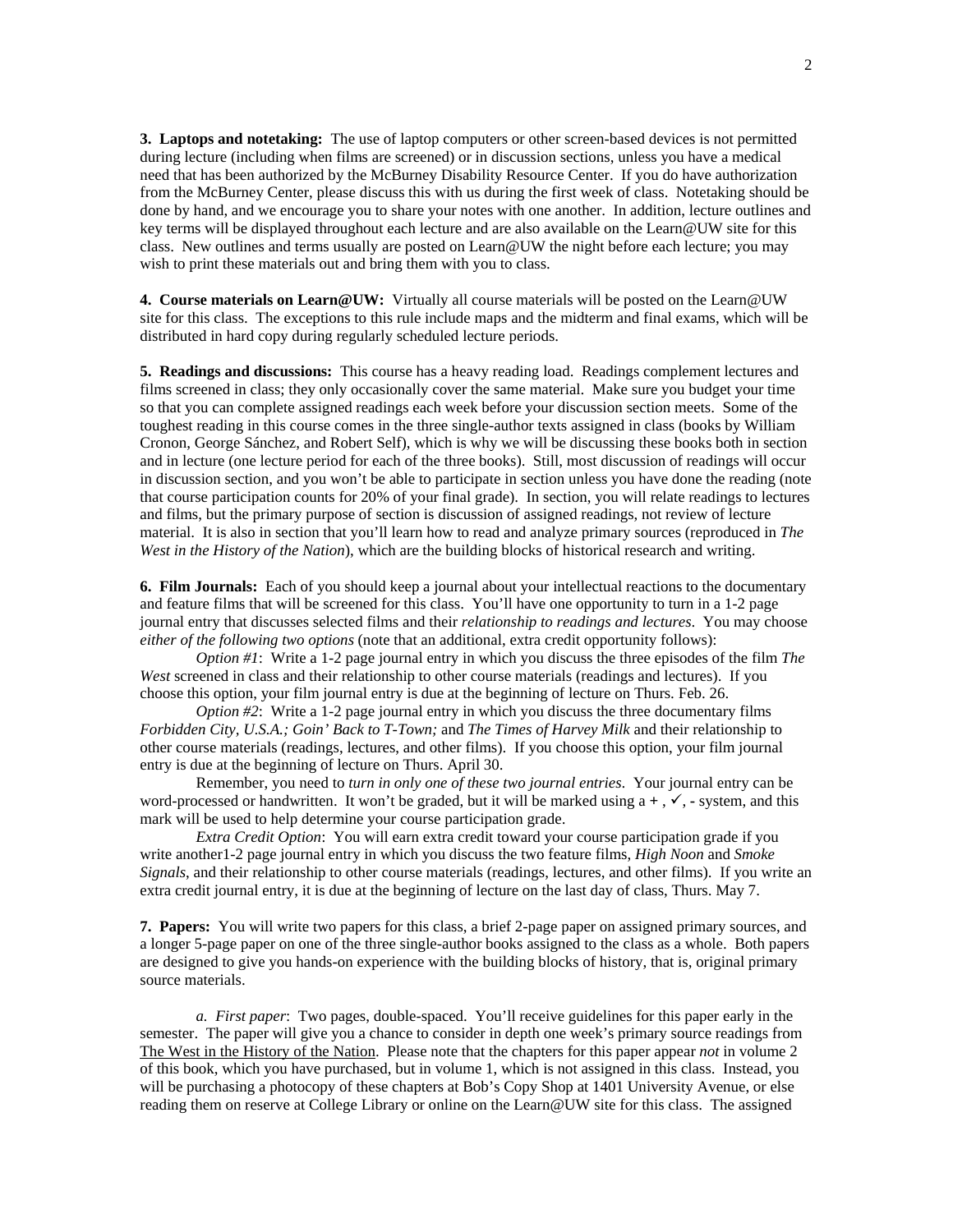**3. Laptops and notetaking:** The use of laptop computers or other screen-based devices is not permitted during lecture (including when films are screened) or in discussion sections, unless you have a medical need that has been authorized by the McBurney Disability Resource Center. If you do have authorization from the McBurney Center, please discuss this with us during the first week of class. Notetaking should be done by hand, and we encourage you to share your notes with one another. In addition, lecture outlines and key terms will be displayed throughout each lecture and are also available on the Learn@UW site for this class. New outlines and terms usually are posted on Learn@UW the night before each lecture; you may wish to print these materials out and bring them with you to class.

**4. Course materials on Learn@UW:** Virtually all course materials will be posted on the Learn@UW site for this class. The exceptions to this rule include maps and the midterm and final exams, which will be distributed in hard copy during regularly scheduled lecture periods.

**5. Readings and discussions:** This course has a heavy reading load. Readings complement lectures and films screened in class; they only occasionally cover the same material. Make sure you budget your time so that you can complete assigned readings each week before your discussion section meets. Some of the toughest reading in this course comes in the three single-author texts assigned in class (books by William Cronon, George Sánchez, and Robert Self), which is why we will be discussing these books both in section and in lecture (one lecture period for each of the three books). Still, most discussion of readings will occur in discussion section, and you won't be able to participate in section unless you have done the reading (note that course participation counts for 20% of your final grade). In section, you will relate readings to lectures and films, but the primary purpose of section is discussion of assigned readings, not review of lecture material. It is also in section that you'll learn how to read and analyze primary sources (reproduced in *The West in the History of the Nation*), which are the building blocks of historical research and writing.

**6. Film Journals:** Each of you should keep a journal about your intellectual reactions to the documentary and feature films that will be screened for this class. You'll have one opportunity to turn in a 1-2 page journal entry that discusses selected films and their *relationship to readings and lectures*. You may choose *either of the following two options* (note that an additional, extra credit opportunity follows):

*Option #1*: Write a 1-2 page journal entry in which you discuss the three episodes of the film *The West* screened in class and their relationship to other course materials (readings and lectures). If you choose this option, your film journal entry is due at the beginning of lecture on Thurs. Feb. 26.

*Option #2*: Write a 1-2 page journal entry in which you discuss the three documentary films *Forbidden City, U.S.A.; Goin' Back to T-Town;* and *The Times of Harvey Milk* and their relationship to other course materials (readings, lectures, and other films). If you choose this option, your film journal entry is due at the beginning of lecture on Thurs. April 30.

Remember, you need to *turn in only one of these two journal entries*. Your journal entry can be word-processed or handwritten. It won't be graded, but it will be marked using a **+** , ✓, - system, and this mark will be used to help determine your course participation grade.

*Extra Credit Option*: You will earn extra credit toward your course participation grade if you write another1-2 page journal entry in which you discuss the two feature films, *High Noon* and *Smoke Signals*, and their relationship to other course materials (readings, lectures, and other films). If you write an extra credit journal entry, it is due at the beginning of lecture on the last day of class, Thurs. May 7.

**7. Papers:** You will write two papers for this class, a brief 2-page paper on assigned primary sources, and a longer 5-page paper on one of the three single-author books assigned to the class as a whole. Both papers are designed to give you hands-on experience with the building blocks of history, that is, original primary source materials.

*a. First paper*: Two pages, double-spaced. You'll receive guidelines for this paper early in the semester. The paper will give you a chance to consider in depth one week's primary source readings from The West in the History of the Nation. Please note that the chapters for this paper appear *not* in volume 2 of this book, which you have purchased, but in volume 1, which is not assigned in this class. Instead, you will be purchasing a photocopy of these chapters at Bob's Copy Shop at 1401 University Avenue, or else reading them on reserve at College Library or online on the Learn@UW site for this class. The assigned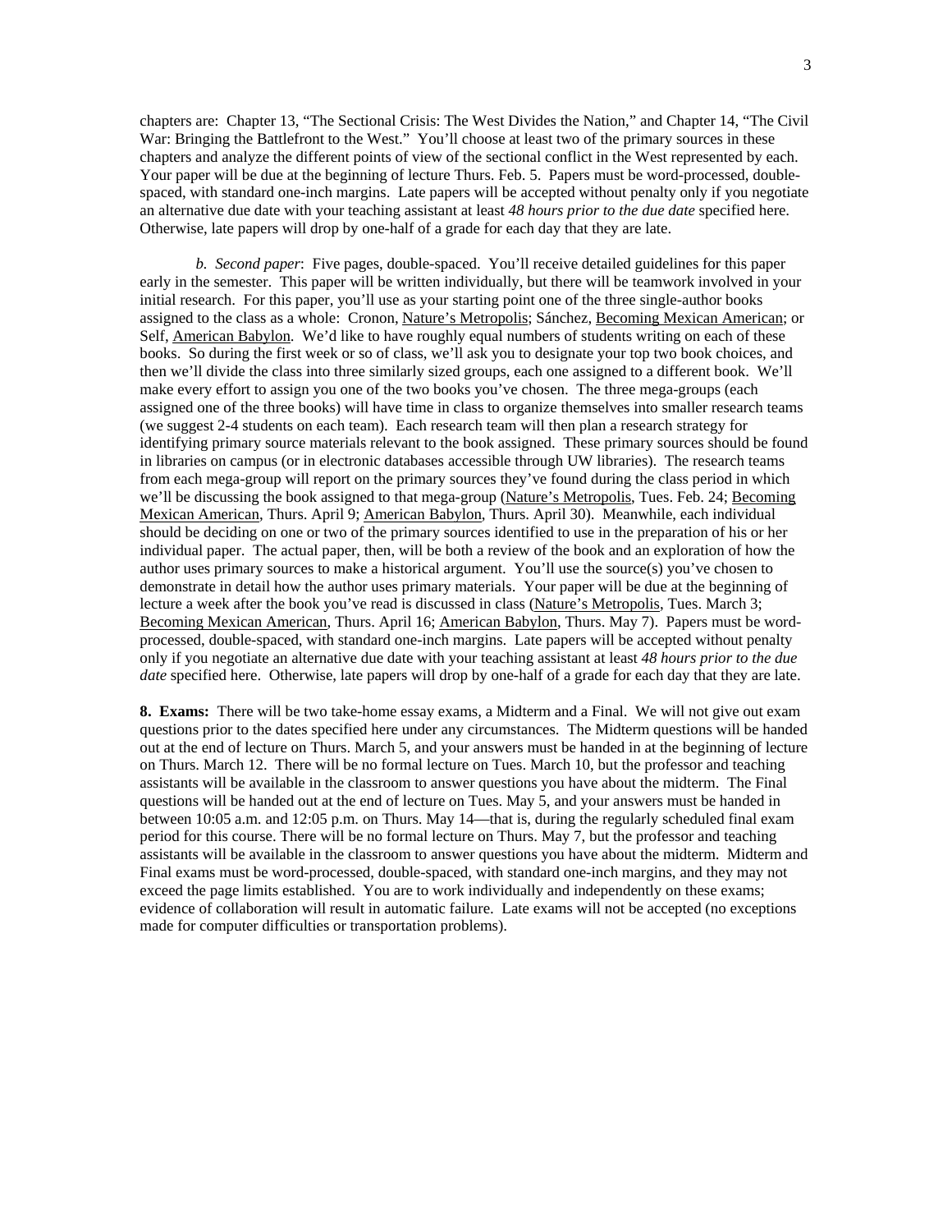chapters are: Chapter 13, "The Sectional Crisis: The West Divides the Nation," and Chapter 14, "The Civil War: Bringing the Battlefront to the West." You'll choose at least two of the primary sources in these chapters and analyze the different points of view of the sectional conflict in the West represented by each. Your paper will be due at the beginning of lecture Thurs. Feb. 5. Papers must be word-processed, double-spaced, with standard one-inch margins. Late papers will be accepted without penalty only if you negotiate an alternative due date with your teaching assistant at least *48 hours prior to the due date* specified here. Otherwise, late papers will drop by one-half of a grade for each day that they are late.

*b. Second paper*: Five pages, double-spaced. You'll receive detailed guidelines for this paper early in the semester. This paper will be written individually, but there will be teamwork involved in your initial research. For this paper, you'll use as your starting point one of the three single-author books assigned to the class as a whole: Cronon, Nature's Metropolis; Sánchez, Becoming Mexican American; or Self, American Babylon. We'd like to have roughly equal numbers of students writing on each of these books. So during the first week or so of class, we'll ask you to designate your top two book choices, and then we'll divide the class into three similarly sized groups, each one assigned to a different book. We'll make every effort to assign you one of the two books you've chosen. The three mega-groups (each assigned one of the three books) will have time in class to organize themselves into smaller research teams (we suggest 2-4 students on each team). Each research team will then plan a research strategy for identifying primary source materials relevant to the book assigned. These primary sources should be found in libraries on campus (or in electronic databases accessible through UW libraries). The research teams from each mega-group will report on the primary sources they've found during the class period in which we'll be discussing the book assigned to that mega-group (Nature's Metropolis, Tues. Feb. 24; Becoming Mexican American, Thurs. April 9; American Babylon, Thurs. April 30). Meanwhile, each individual should be deciding on one or two of the primary sources identified to use in the preparation of his or her individual paper. The actual paper, then, will be both a review of the book and an exploration of how the author uses primary sources to make a historical argument. You'll use the source(s) you've chosen to demonstrate in detail how the author uses primary materials. Your paper will be due at the beginning of lecture a week after the book you've read is discussed in class (Nature's Metropolis, Tues. March 3; Becoming Mexican American, Thurs. April 16; American Babylon, Thurs. May 7). Papers must be word-processed, double-spaced, with standard one-inch margins. Late papers will be accepted without penalty only if you negotiate an alternative due date with your teaching assistant at least *48 hours prior to the due date* specified here. Otherwise, late papers will drop by one-half of a grade for each day that they are late.

**8. Exams:** There will be two take-home essay exams, a Midterm and a Final. We will not give out exam questions prior to the dates specified here under any circumstances. The Midterm questions will be handed out at the end of lecture on Thurs. March 5, and your answers must be handed in at the beginning of lecture on Thurs. March 12. There will be no formal lecture on Tues. March 10, but the professor and teaching assistants will be available in the classroom to answer questions you have about the midterm. The Final questions will be handed out at the end of lecture on Tues. May 5, and your answers must be handed in between 10:05 a.m. and 12:05 p.m. on Thurs. May 14—that is, during the regularly scheduled final exam period for this course. There will be no formal lecture on Thurs. May 7, but the professor and teaching assistants will be available in the classroom to answer questions you have about the midterm. Midterm and Final exams must be word-processed, double-spaced, with standard one-inch margins, and they may not exceed the page limits established. You are to work individually and independently on these exams; evidence of collaboration will result in automatic failure. Late exams will not be accepted (no exceptions made for computer difficulties or transportation problems).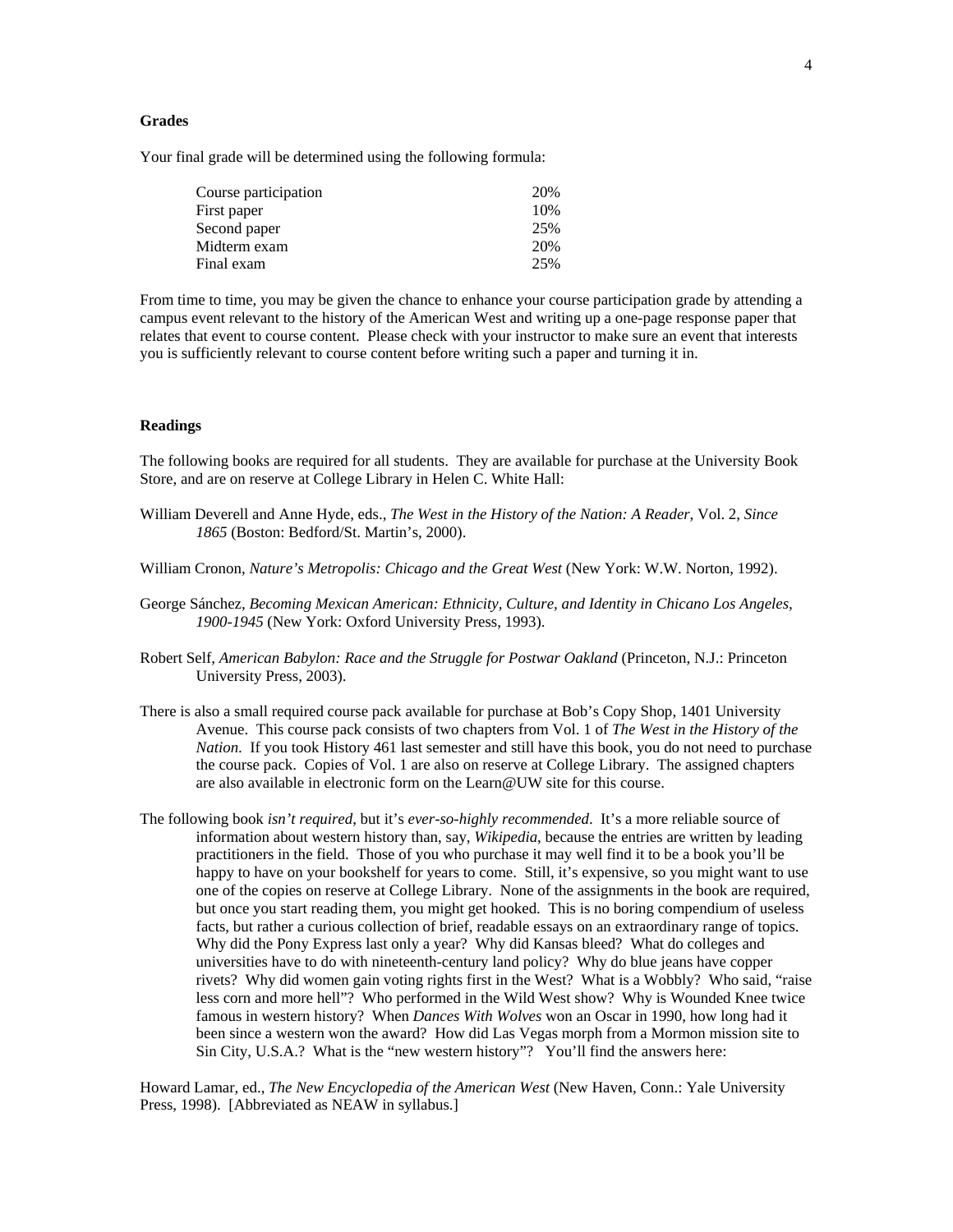**Grades**

Your final grade will be determined using the following formula:

| | |
|---|---|
| Course participation | 20% |
| First paper | 10% |
| Second paper | 25% |
| Midterm exam | 20% |
| Final exam | 25% |

From time to time, you may be given the chance to enhance your course participation grade by attending a campus event relevant to the history of the American West and writing up a one-page response paper that relates that event to course content. Please check with your instructor to make sure an event that interests you is sufficiently relevant to course content before writing such a paper and turning it in.

**Readings**

The following books are required for all students. They are available for purchase at the University Book Store, and are on reserve at College Library in Helen C. White Hall:

William Deverell and Anne Hyde, eds., *The West in the History of the Nation: A Reader*, Vol. 2, *Since 1865* (Boston: Bedford/St. Martin's, 2000).

William Cronon, *Nature's Metropolis: Chicago and the Great West* (New York: W.W. Norton, 1992).

George Sánchez, *Becoming Mexican American: Ethnicity, Culture, and Identity in Chicano Los Angeles, 1900-1945* (New York: Oxford University Press, 1993).

Robert Self, *American Babylon: Race and the Struggle for Postwar Oakland* (Princeton, N.J.: Princeton University Press, 2003).

There is also a small required course pack available for purchase at Bob's Copy Shop, 1401 University Avenue. This course pack consists of two chapters from Vol. 1 of *The West in the History of the Nation*. If you took History 461 last semester and still have this book, you do not need to purchase the course pack. Copies of Vol. 1 are also on reserve at College Library. The assigned chapters are also available in electronic form on the Learn@UW site for this course.

The following book *isn't required*, but it's *ever-so-highly recommended*. It's a more reliable source of information about western history than, say, *Wikipedia*, because the entries are written by leading practitioners in the field. Those of you who purchase it may well find it to be a book you'll be happy to have on your bookshelf for years to come. Still, it's expensive, so you might want to use one of the copies on reserve at College Library. None of the assignments in the book are required, but once you start reading them, you might get hooked. This is no boring compendium of useless facts, but rather a curious collection of brief, readable essays on an extraordinary range of topics. Why did the Pony Express last only a year? Why did Kansas bleed? What do colleges and universities have to do with nineteenth-century land policy? Why do blue jeans have copper rivets? Why did women gain voting rights first in the West? What is a Wobbly? Who said, "raise less corn and more hell"? Who performed in the Wild West show? Why is Wounded Knee twice famous in western history? When *Dances With Wolves* won an Oscar in 1990, how long had it been since a western won the award? How did Las Vegas morph from a Mormon mission site to Sin City, U.S.A.? What is the "new western history"? You'll find the answers here:

Howard Lamar, ed., *The New Encyclopedia of the American West* (New Haven, Conn.: Yale University Press, 1998). [Abbreviated as NEAW in syllabus.]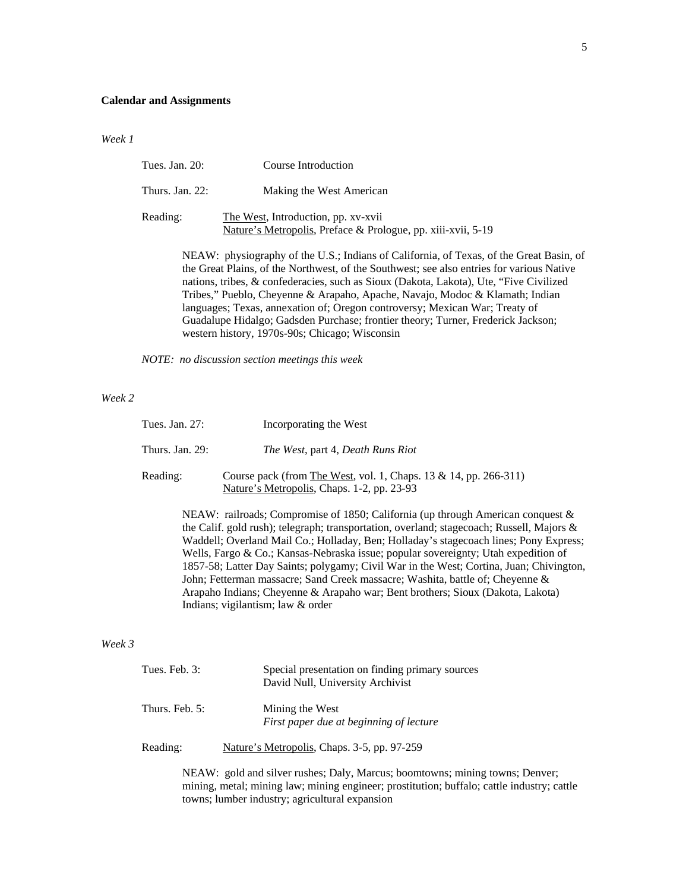**Calendar and Assignments**

*Week 1*

Tues. Jan. 20: Course Introduction

Thurs. Jan. 22: Making the West American

Reading: The West, Introduction, pp. xv-xvii
Nature's Metropolis, Preface & Prologue, pp. xiii-xvii, 5-19

NEAW: physiography of the U.S.; Indians of California, of Texas, of the Great Basin, of the Great Plains, of the Northwest, of the Southwest; see also entries for various Native nations, tribes, & confederacies, such as Sioux (Dakota, Lakota), Ute, "Five Civilized Tribes," Pueblo, Cheyenne & Arapaho, Apache, Navajo, Modoc & Klamath; Indian languages; Texas, annexation of; Oregon controversy; Mexican War; Treaty of Guadalupe Hidalgo; Gadsden Purchase; frontier theory; Turner, Frederick Jackson; western history, 1970s-90s; Chicago; Wisconsin

*NOTE: no discussion section meetings this week*

*Week 2*

Tues. Jan. 27: Incorporating the West

Thurs. Jan. 29: *The West*, part 4, *Death Runs Riot*

Reading: Course pack (from The West, vol. 1, Chaps. 13 & 14, pp. 266-311)
Nature's Metropolis, Chaps. 1-2, pp. 23-93

NEAW: railroads; Compromise of 1850; California (up through American conquest & the Calif. gold rush); telegraph; transportation, overland; stagecoach; Russell, Majors & Waddell; Overland Mail Co.; Holladay, Ben; Holladay's stagecoach lines; Pony Express; Wells, Fargo & Co.; Kansas-Nebraska issue; popular sovereignty; Utah expedition of 1857-58; Latter Day Saints; polygamy; Civil War in the West; Cortina, Juan; Chivington, John; Fetterman massacre; Sand Creek massacre; Washita, battle of; Cheyenne & Arapaho Indians; Cheyenne & Arapaho war; Bent brothers; Sioux (Dakota, Lakota) Indians; vigilantism; law & order

*Week 3*

Tues. Feb. 3: Special presentation on finding primary sources
David Null, University Archivist

Thurs. Feb. 5: Mining the West
*First paper due at beginning of lecture*

Reading: Nature's Metropolis, Chaps. 3-5, pp. 97-259

NEAW: gold and silver rushes; Daly, Marcus; boomtowns; mining towns; Denver; mining, metal; mining law; mining engineer; prostitution; buffalo; cattle industry; cattle towns; lumber industry; agricultural expansion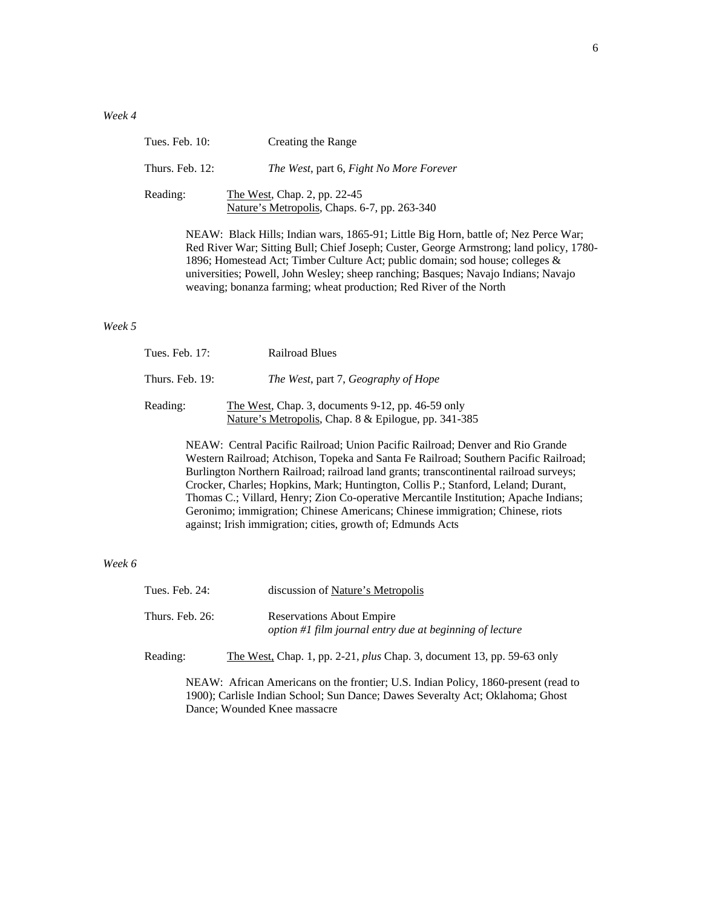*Week 4*

Tues. Feb. 10: Creating the Range

Thurs. Feb. 12: *The West*, part 6, *Fight No More Forever*

Reading: The West, Chap. 2, pp. 22-45
Nature's Metropolis, Chaps. 6-7, pp. 263-340

NEAW: Black Hills; Indian wars, 1865-91; Little Big Horn, battle of; Nez Perce War; Red River War; Sitting Bull; Chief Joseph; Custer, George Armstrong; land policy, 1780-1896; Homestead Act; Timber Culture Act; public domain; sod house; colleges & universities; Powell, John Wesley; sheep ranching; Basques; Navajo Indians; Navajo weaving; bonanza farming; wheat production; Red River of the North

*Week 5*

Tues. Feb. 17: Railroad Blues

Thurs. Feb. 19: *The West*, part 7, *Geography of Hope*

Reading: The West, Chap. 3, documents 9-12, pp. 46-59 only
Nature's Metropolis, Chap. 8 & Epilogue, pp. 341-385

NEAW: Central Pacific Railroad; Union Pacific Railroad; Denver and Rio Grande Western Railroad; Atchison, Topeka and Santa Fe Railroad; Southern Pacific Railroad; Burlington Northern Railroad; railroad land grants; transcontinental railroad surveys; Crocker, Charles; Hopkins, Mark; Huntington, Collis P.; Stanford, Leland; Durant, Thomas C.; Villard, Henry; Zion Co-operative Mercantile Institution; Apache Indians; Geronimo; immigration; Chinese Americans; Chinese immigration; Chinese, riots against; Irish immigration; cities, growth of; Edmunds Acts

*Week 6*

Tues. Feb. 24: discussion of Nature's Metropolis

Thurs. Feb. 26: Reservations About Empire
*option #1 film journal entry due at beginning of lecture*

Reading: The West, Chap. 1, pp. 2-21, *plus* Chap. 3, document 13, pp. 59-63 only

NEAW: African Americans on the frontier; U.S. Indian Policy, 1860-present (read to 1900); Carlisle Indian School; Sun Dance; Dawes Severalty Act; Oklahoma; Ghost Dance; Wounded Knee massacre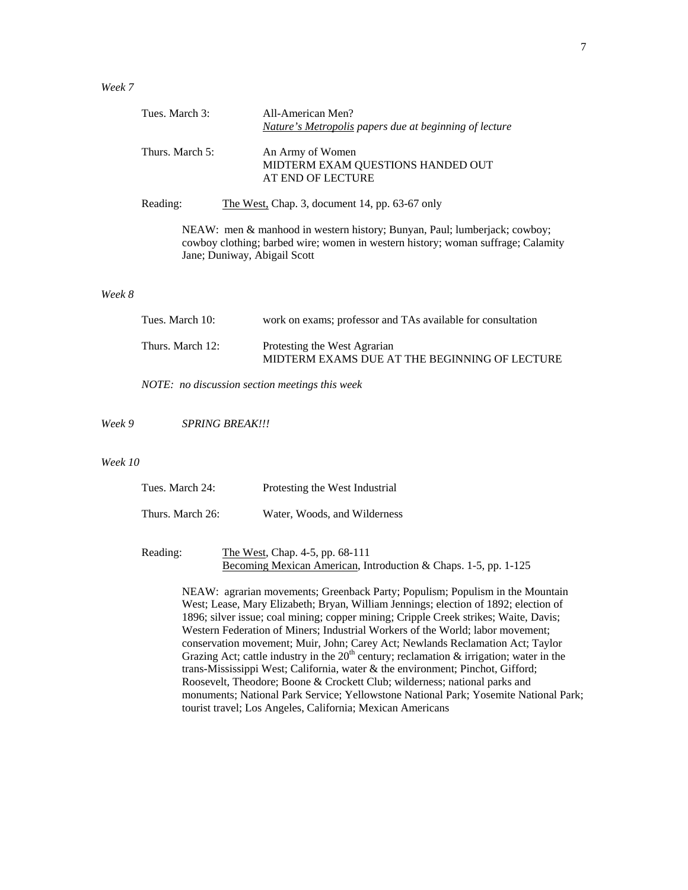*Week 7*

Tues. March 3: All-American Men?
*Nature's Metropolis papers due at beginning of lecture*

Thurs. March 5: An Army of Women
MIDTERM EXAM QUESTIONS HANDED OUT AT END OF LECTURE

Reading: The West, Chap. 3, document 14, pp. 63-67 only

NEAW: men & manhood in western history; Bunyan, Paul; lumberjack; cowboy; cowboy clothing; barbed wire; women in western history; woman suffrage; Calamity Jane; Duniway, Abigail Scott

*Week 8*

Tues. March 10: work on exams; professor and TAs available for consultation

Thurs. March 12: Protesting the West Agrarian
MIDTERM EXAMS DUE AT THE BEGINNING OF LECTURE

*NOTE: no discussion section meetings this week*

*Week 9* *SPRING BREAK!!!*

*Week 10*

Tues. March 24: Protesting the West Industrial

Thurs. March 26: Water, Woods, and Wilderness

Reading: The West, Chap. 4-5, pp. 68-111
Becoming Mexican American, Introduction & Chaps. 1-5, pp. 1-125

NEAW: agrarian movements; Greenback Party; Populism; Populism in the Mountain West; Lease, Mary Elizabeth; Bryan, William Jennings; election of 1892; election of 1896; silver issue; coal mining; copper mining; Cripple Creek strikes; Waite, Davis; Western Federation of Miners; Industrial Workers of the World; labor movement; conservation movement; Muir, John; Carey Act; Newlands Reclamation Act; Taylor Grazing Act; cattle industry in the 20th century; reclamation & irrigation; water in the trans-Mississippi West; California, water & the environment; Pinchot, Gifford; Roosevelt, Theodore; Boone & Crockett Club; wilderness; national parks and monuments; National Park Service; Yellowstone National Park; Yosemite National Park; tourist travel; Los Angeles, California; Mexican Americans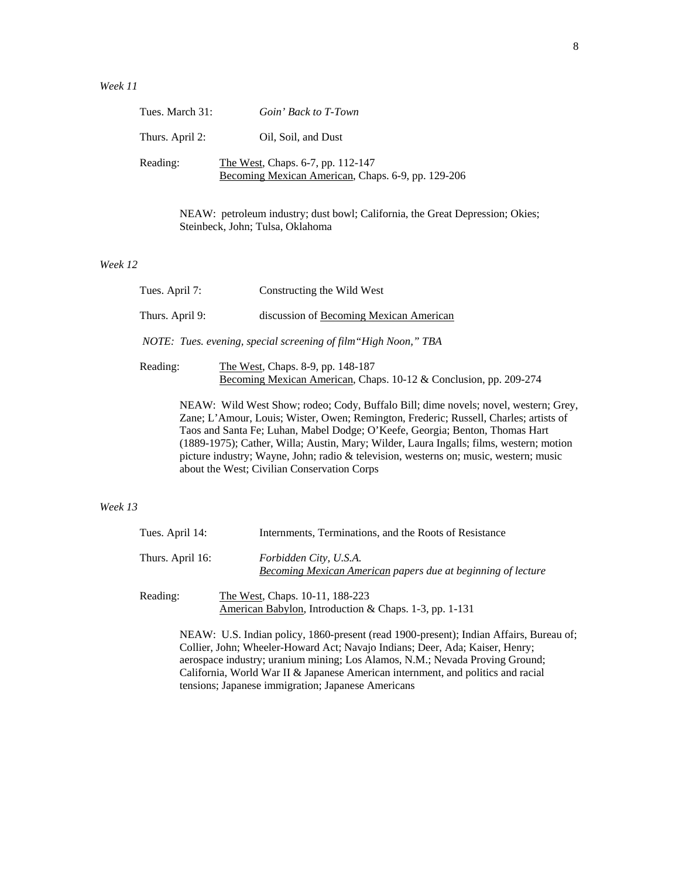*Week 11*

Tues. March 31: *Goin' Back to T-Town*

Thurs. April 2: Oil, Soil, and Dust

Reading: The West, Chaps. 6-7, pp. 112-147
Becoming Mexican American, Chaps. 6-9, pp. 129-206

NEAW: petroleum industry; dust bowl; California, the Great Depression; Okies; Steinbeck, John; Tulsa, Oklahoma

*Week 12*

Tues. April 7: Constructing the Wild West

Thurs. April 9: discussion of Becoming Mexican American

*NOTE: Tues. evening, special screening of film "High Noon," TBA*

Reading: The West, Chaps. 8-9, pp. 148-187
Becoming Mexican American, Chaps. 10-12 & Conclusion, pp. 209-274

NEAW: Wild West Show; rodeo; Cody, Buffalo Bill; dime novels; novel, western; Grey, Zane; L'Amour, Louis; Wister, Owen; Remington, Frederic; Russell, Charles; artists of Taos and Santa Fe; Luhan, Mabel Dodge; O'Keefe, Georgia; Benton, Thomas Hart (1889-1975); Cather, Willa; Austin, Mary; Wilder, Laura Ingalls; films, western; motion picture industry; Wayne, John; radio & television, westerns on; music, western; music about the West; Civilian Conservation Corps

*Week 13*

Tues. April 14: Internments, Terminations, and the Roots of Resistance

Thurs. April 16: *Forbidden City, U.S.A.*
*Becoming Mexican American papers due at beginning of lecture*

Reading: The West, Chaps. 10-11, 188-223
American Babylon, Introduction & Chaps. 1-3, pp. 1-131

NEAW: U.S. Indian policy, 1860-present (read 1900-present); Indian Affairs, Bureau of; Collier, John; Wheeler-Howard Act; Navajo Indians; Deer, Ada; Kaiser, Henry; aerospace industry; uranium mining; Los Alamos, N.M.; Nevada Proving Ground; California, World War II & Japanese American internment, and politics and racial tensions; Japanese immigration; Japanese Americans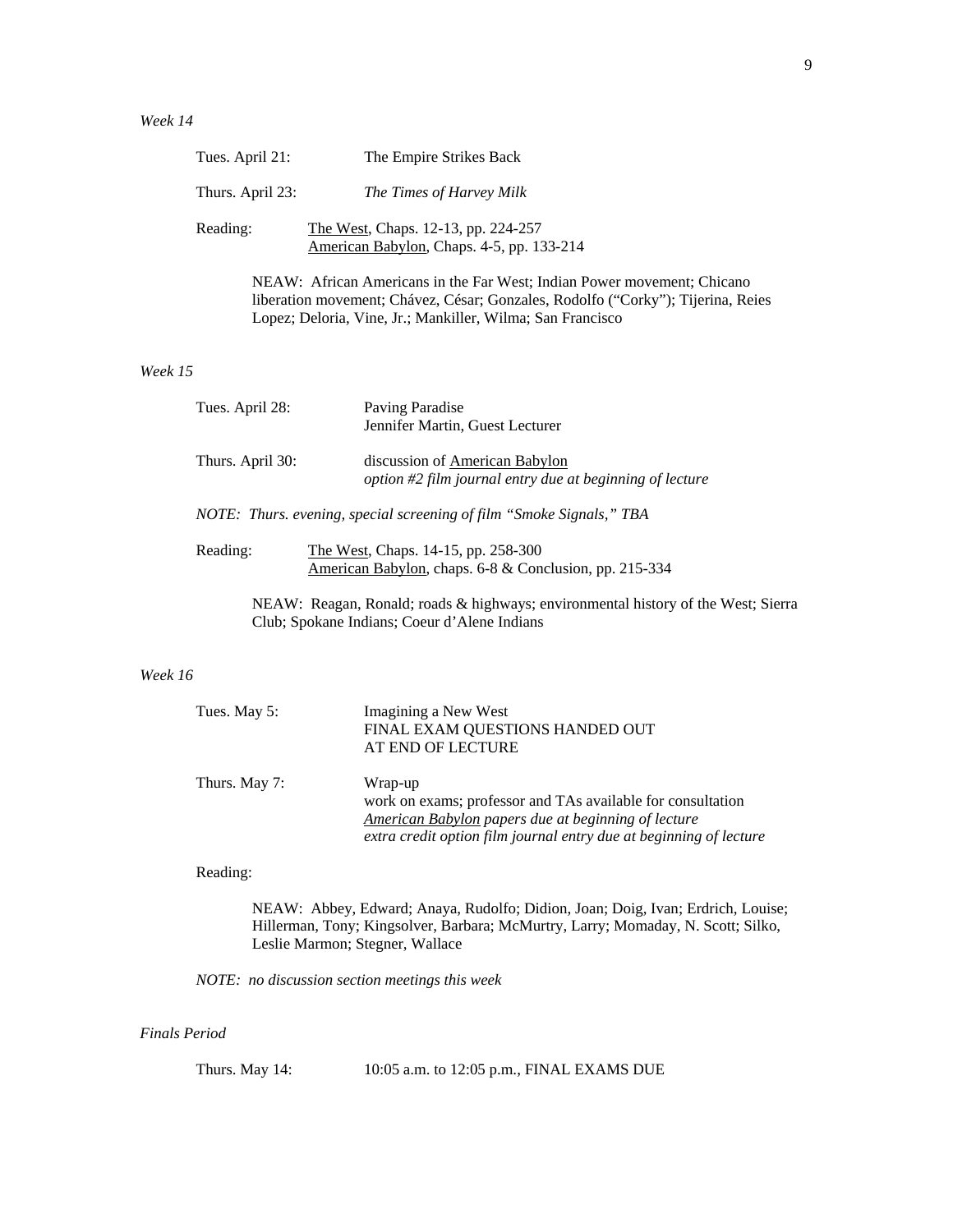*Week 14*

Tues. April 21: The Empire Strikes Back

Thurs. April 23: *The Times of Harvey Milk*

Reading: The West, Chaps. 12-13, pp. 224-257
American Babylon, Chaps. 4-5, pp. 133-214

NEAW: African Americans in the Far West; Indian Power movement; Chicano liberation movement; Chávez, César; Gonzales, Rodolfo ("Corky"); Tijerina, Reies Lopez; Deloria, Vine, Jr.; Mankiller, Wilma; San Francisco

*Week 15*

Tues. April 28: Paving Paradise
Jennifer Martin, Guest Lecturer

Thurs. April 30: discussion of American Babylon
*option #2 film journal entry due at beginning of lecture*

*NOTE: Thurs. evening, special screening of film "Smoke Signals," TBA*

Reading: The West, Chaps. 14-15, pp. 258-300
American Babylon, chaps. 6-8 & Conclusion, pp. 215-334

NEAW: Reagan, Ronald; roads & highways; environmental history of the West; Sierra Club; Spokane Indians; Coeur d'Alene Indians

*Week 16*

Tues. May 5: Imagining a New West
FINAL EXAM QUESTIONS HANDED OUT AT END OF LECTURE

Thurs. May 7: Wrap-up
work on exams; professor and TAs available for consultation
*American Babylon papers due at beginning of lecture*
*extra credit option film journal entry due at beginning of lecture*

Reading:

NEAW: Abbey, Edward; Anaya, Rudolfo; Didion, Joan; Doig, Ivan; Erdrich, Louise; Hillerman, Tony; Kingsolver, Barbara; McMurtry, Larry; Momaday, N. Scott; Silko, Leslie Marmon; Stegner, Wallace

*NOTE: no discussion section meetings this week*

*Finals Period*

Thurs. May 14: 10:05 a.m. to 12:05 p.m., FINAL EXAMS DUE